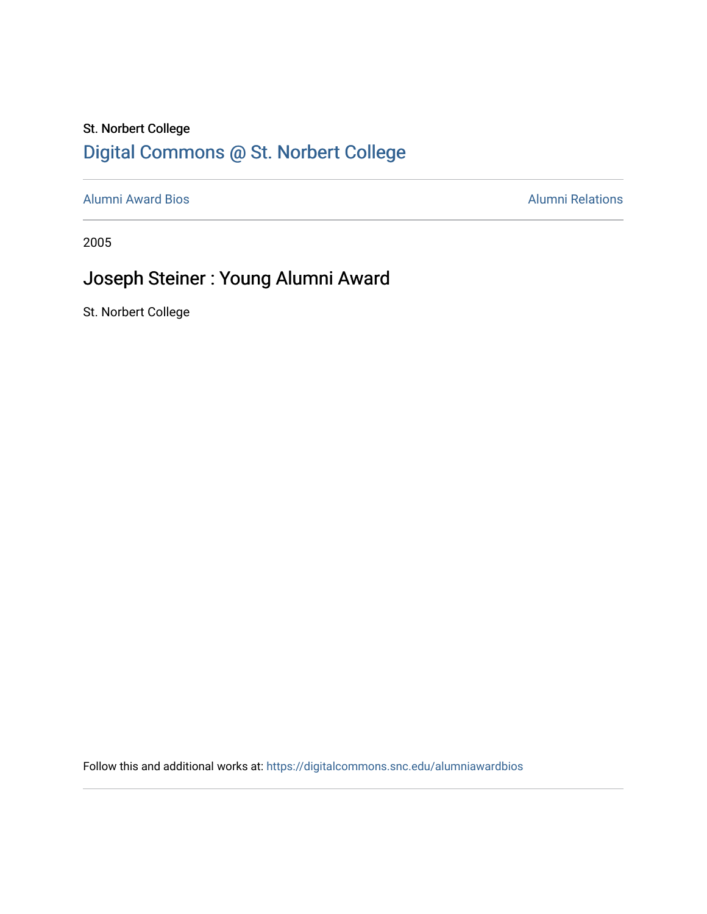St. Norbert College

# Digital Commons @ St. Norbert College

Alumni Award Bios

Alumni Relations

2005

## Joseph Steiner : Young Alumni Award

St. Norbert College

Follow this and additional works at: https://digitalcommons.snc.edu/alumniawardbios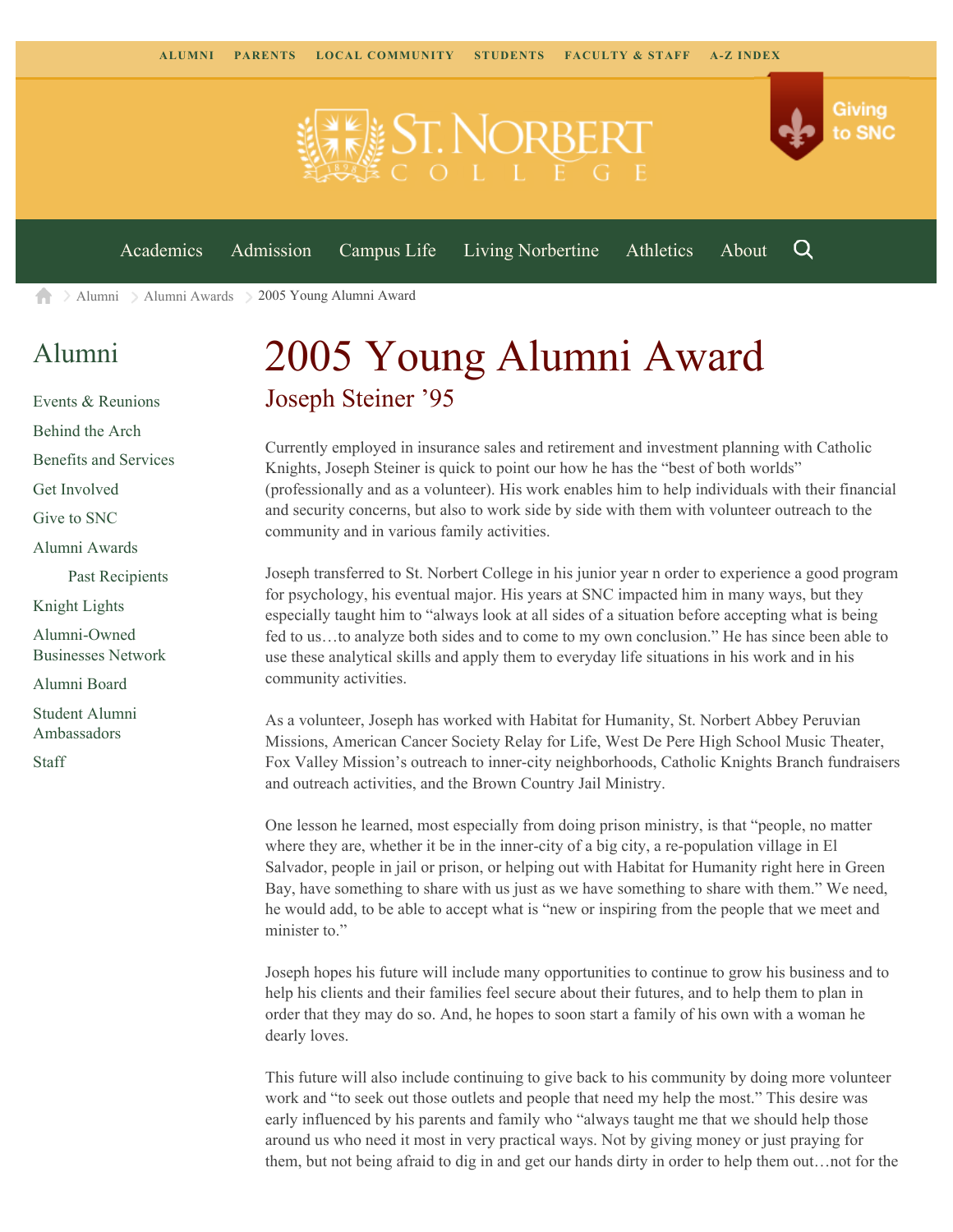ALUMNI PARENTS LOCAL COMMUNITY STUDENTS FACULTY & STAFF A-Z INDEX

Giving to SNC

Academics Admission Campus Life Living Norbertine Athletics About

Alumni > Alumni Awards > 2005 Young Alumni Award

## Alumni

- Events & Reunions
- Behind the Arch
- Benefits and Services
- Get Involved
- Give to SNC
- Alumni Awards
  - Past Recipients
- Knight Lights
- Alumni-Owned Businesses Network
- Alumni Board
- Student Alumni Ambassadors
- Staff

# 2005 Young Alumni Award

## Joseph Steiner ’95

Currently employed in insurance sales and retirement and investment planning with Catholic Knights, Joseph Steiner is quick to point our how he has the “best of both worlds” (professionally and as a volunteer). His work enables him to help individuals with their financial and security concerns, but also to work side by side with them with volunteer outreach to the community and in various family activities.

Joseph transferred to St. Norbert College in his junior year n order to experience a good program for psychology, his eventual major. His years at SNC impacted him in many ways, but they especially taught him to “always look at all sides of a situation before accepting what is being fed to us…to analyze both sides and to come to my own conclusion.” He has since been able to use these analytical skills and apply them to everyday life situations in his work and in his community activities.

As a volunteer, Joseph has worked with Habitat for Humanity, St. Norbert Abbey Peruvian Missions, American Cancer Society Relay for Life, West De Pere High School Music Theater, Fox Valley Mission’s outreach to inner-city neighborhoods, Catholic Knights Branch fundraisers and outreach activities, and the Brown Country Jail Ministry.

One lesson he learned, most especially from doing prison ministry, is that “people, no matter where they are, whether it be in the inner-city of a big city, a re-population village in El Salvador, people in jail or prison, or helping out with Habitat for Humanity right here in Green Bay, have something to share with us just as we have something to share with them.” We need, he would add, to be able to accept what is “new or inspiring from the people that we meet and minister to.”

Joseph hopes his future will include many opportunities to continue to grow his business and to help his clients and their families feel secure about their futures, and to help them to plan in order that they may do so. And, he hopes to soon start a family of his own with a woman he dearly loves.

This future will also include continuing to give back to his community by doing more volunteer work and “to seek out those outlets and people that need my help the most.” This desire was early influenced by his parents and family who “always taught me that we should help those around us who need it most in very practical ways. Not by giving money or just praying for them, but not being afraid to dig in and get our hands dirty in order to help them out…not for the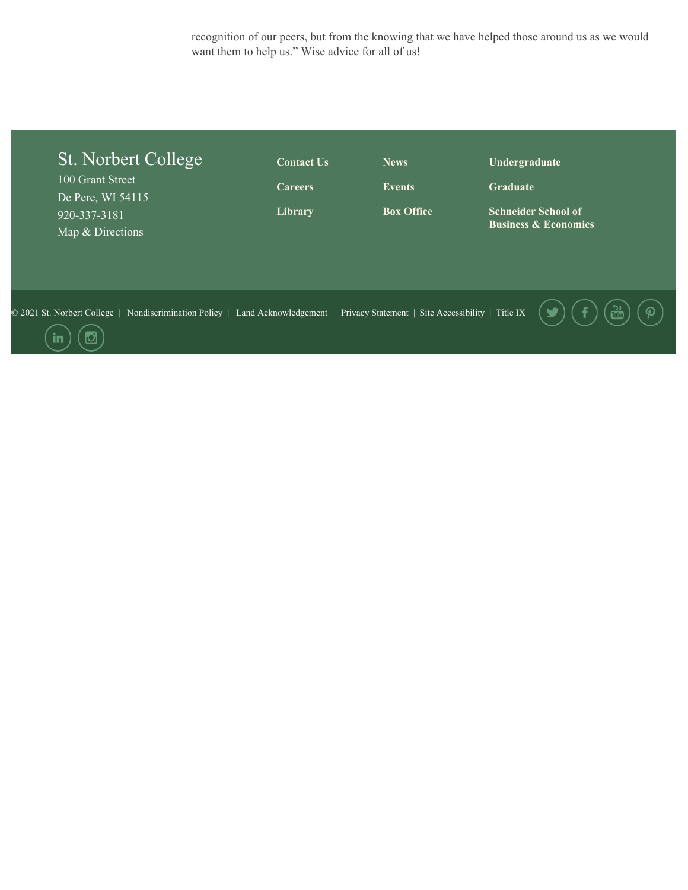recognition of our peers, but from the knowing that we have helped those around us as we would want them to help us." Wise advice for all of us!

St. Norbert College
100 Grant Street
De Pere, WI 54115
920-337-3181
Map & Directions

**Contact Us**
**Careers**
**Library**

**News**
**Events**
**Box Office**

**Undergraduate**
**Graduate**
**Schneider School of Business & Economics**

© 2021 St. Norbert College | Nondiscrimination Policy | Land Acknowledgement | Privacy Statement | Site Accessibility | Title IX